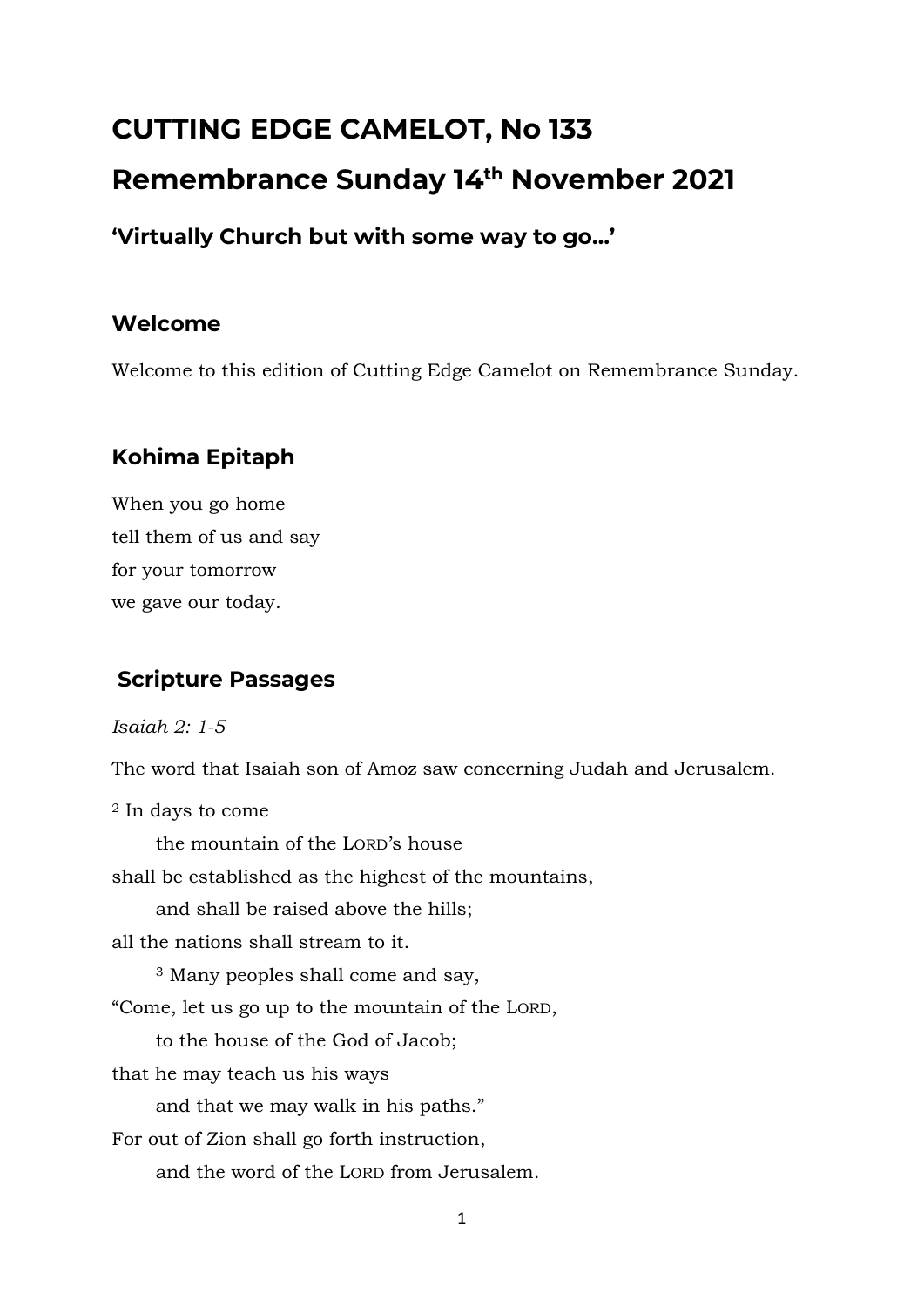# CUTTING EDGE CAMELOT, No 133

# Remembrance Sunday 14th November 2021

### 'Virtually Church but with some way to go…'

## Welcome

Welcome to this edition of Cutting Edge Camelot on Remembrance Sunday.

## Kohima Epitaph

When you go home  
tell them of us and say  
for your tomorrow  
we gave our today.

## Scripture Passages

*Isaiah 2: 1-5*

The word that Isaiah son of Amoz saw concerning Judah and Jerusalem.

[2] In days to come  
  the mountain of the LORD's house  
shall be established as the highest of the mountains,  
  and shall be raised above the hills;  
all the nations shall stream to it.  
  [3] Many peoples shall come and say,  
"Come, let us go up to the mountain of the LORD,  
  to the house of the God of Jacob;  
that he may teach us his ways  
  and that we may walk in his paths."  
For out of Zion shall go forth instruction,  
  and the word of the LORD from Jerusalem.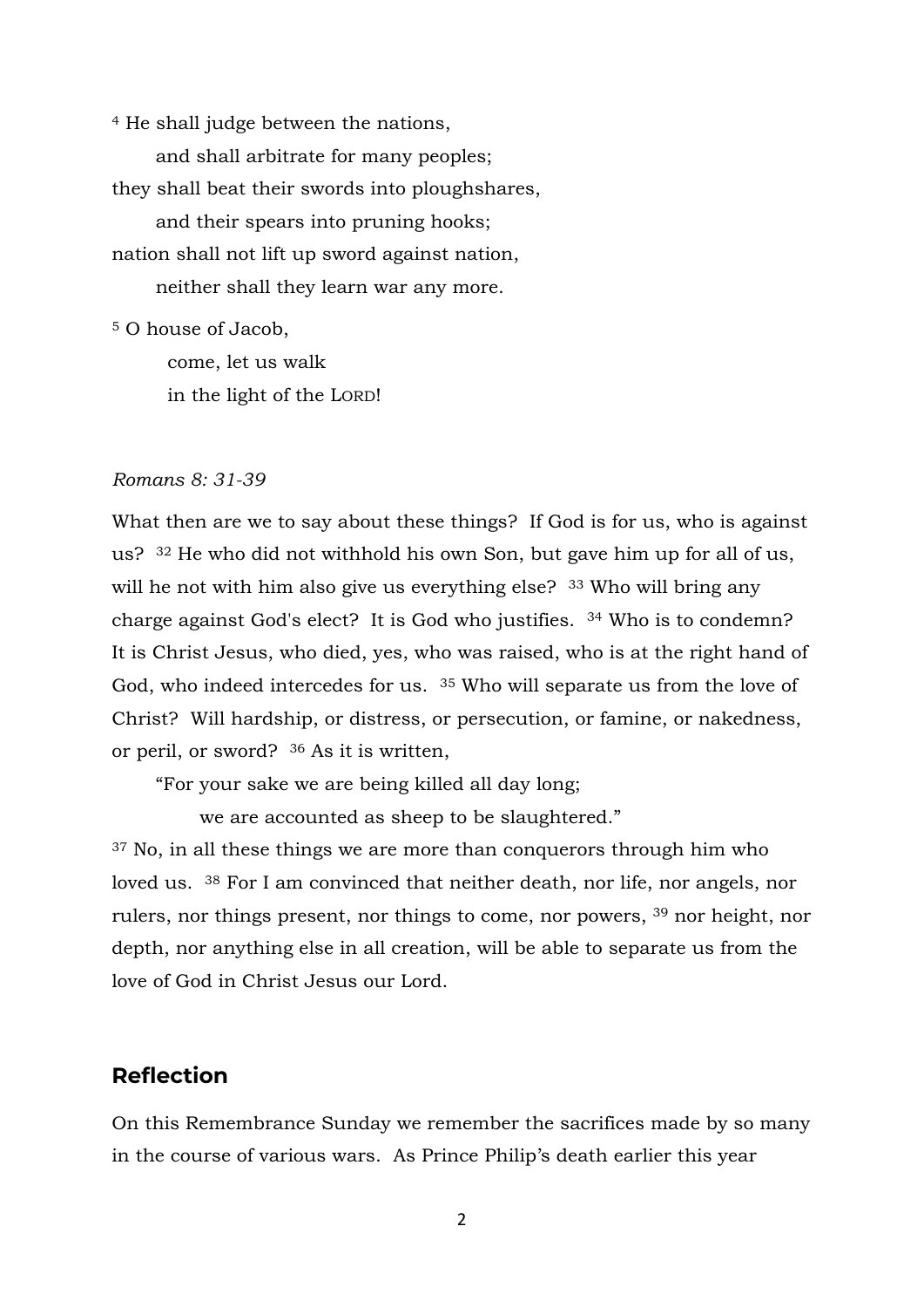[4] He shall judge between the nations,
    and shall arbitrate for many peoples;
they shall beat their swords into ploughshares,
    and their spears into pruning hooks;
nation shall not lift up sword against nation,
    neither shall they learn war any more.

[5] O house of Jacob,
    come, let us walk
    in the light of the LORD!

*Romans 8: 31-39*

What then are we to say about these things? If God is for us, who is against us? [32] He who did not withhold his own Son, but gave him up for all of us, will he not with him also give us everything else? [33] Who will bring any charge against God's elect? It is God who justifies. [34] Who is to condemn? It is Christ Jesus, who died, yes, who was raised, who is at the right hand of God, who indeed intercedes for us. [35] Who will separate us from the love of Christ? Will hardship, or distress, or persecution, or famine, or nakedness, or peril, or sword? [36] As it is written,

    "For your sake we are being killed all day long;
        we are accounted as sheep to be slaughtered."

[37] No, in all these things we are more than conquerors through him who loved us. [38] For I am convinced that neither death, nor life, nor angels, nor rulers, nor things present, nor things to come, nor powers, [39] nor height, nor depth, nor anything else in all creation, will be able to separate us from the love of God in Christ Jesus our Lord.

## Reflection

On this Remembrance Sunday we remember the sacrifices made by so many in the course of various wars. As Prince Philip's death earlier this year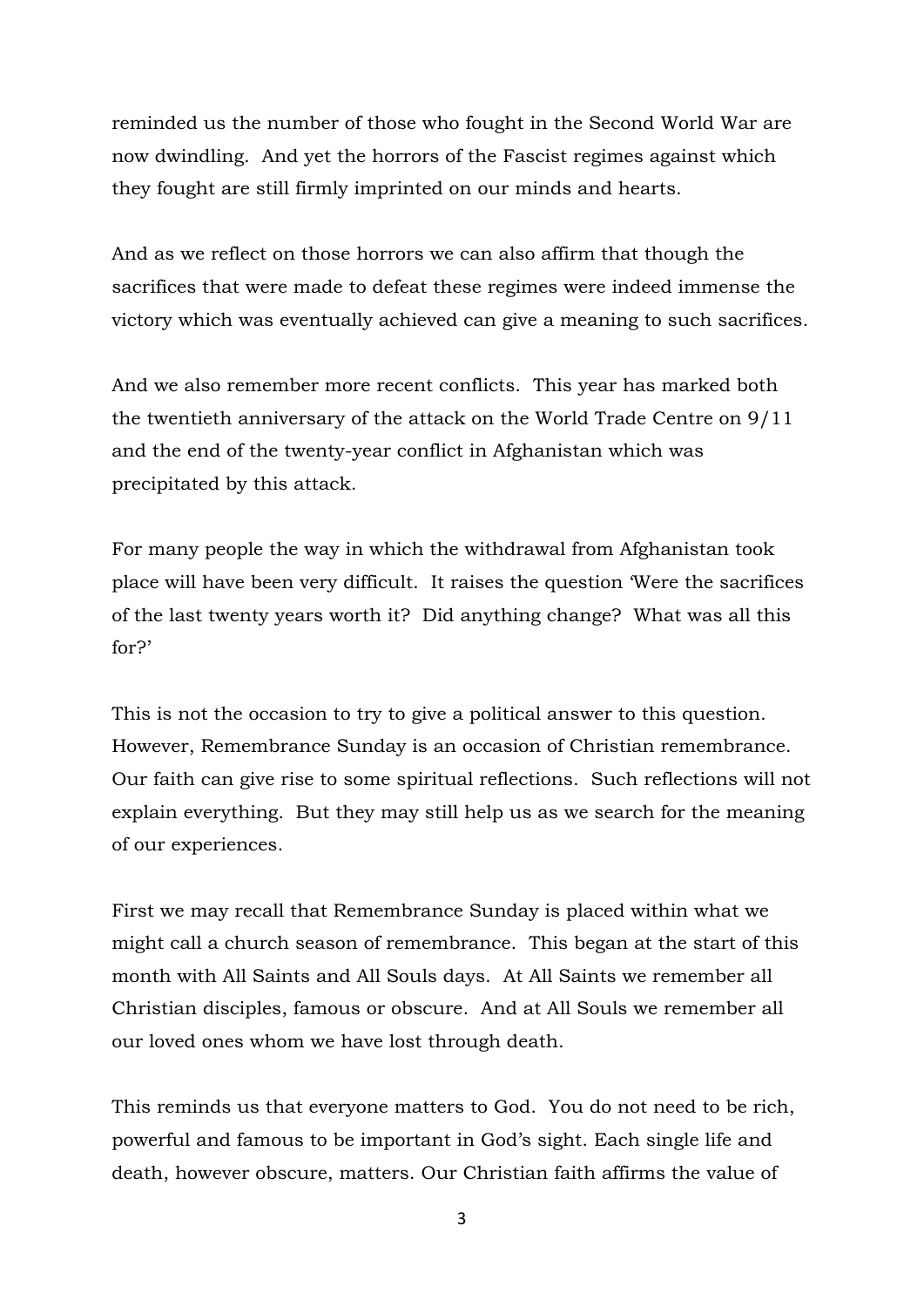reminded us the number of those who fought in the Second World War are now dwindling. And yet the horrors of the Fascist regimes against which they fought are still firmly imprinted on our minds and hearts.

And as we reflect on those horrors we can also affirm that though the sacrifices that were made to defeat these regimes were indeed immense the victory which was eventually achieved can give a meaning to such sacrifices.

And we also remember more recent conflicts. This year has marked both the twentieth anniversary of the attack on the World Trade Centre on 9/11 and the end of the twenty-year conflict in Afghanistan which was precipitated by this attack.

For many people the way in which the withdrawal from Afghanistan took place will have been very difficult. It raises the question 'Were the sacrifices of the last twenty years worth it? Did anything change? What was all this for?'

This is not the occasion to try to give a political answer to this question. However, Remembrance Sunday is an occasion of Christian remembrance. Our faith can give rise to some spiritual reflections. Such reflections will not explain everything. But they may still help us as we search for the meaning of our experiences.

First we may recall that Remembrance Sunday is placed within what we might call a church season of remembrance. This began at the start of this month with All Saints and All Souls days. At All Saints we remember all Christian disciples, famous or obscure. And at All Souls we remember all our loved ones whom we have lost through death.

This reminds us that everyone matters to God. You do not need to be rich, powerful and famous to be important in God's sight. Each single life and death, however obscure, matters. Our Christian faith affirms the value of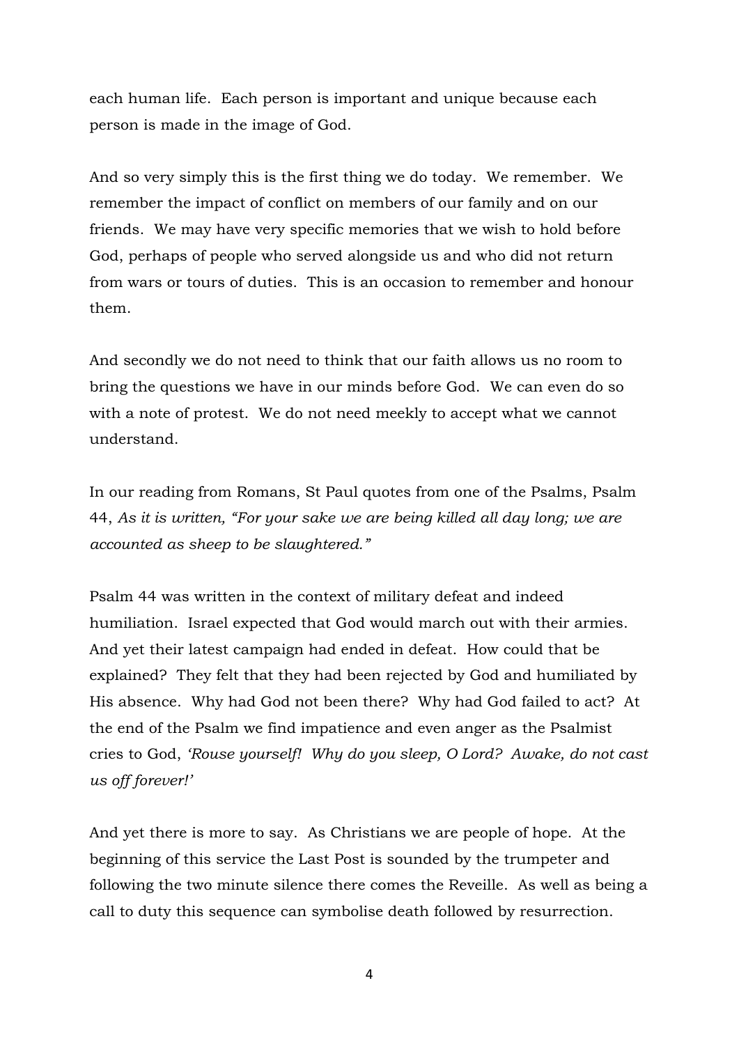each human life. Each person is important and unique because each person is made in the image of God.

And so very simply this is the first thing we do today. We remember. We remember the impact of conflict on members of our family and on our friends. We may have very specific memories that we wish to hold before God, perhaps of people who served alongside us and who did not return from wars or tours of duties. This is an occasion to remember and honour them.

And secondly we do not need to think that our faith allows us no room to bring the questions we have in our minds before God. We can even do so with a note of protest. We do not need meekly to accept what we cannot understand.

In our reading from Romans, St Paul quotes from one of the Psalms, Psalm 44, *As it is written, "For your sake we are being killed all day long; we are accounted as sheep to be slaughtered."*

Psalm 44 was written in the context of military defeat and indeed humiliation. Israel expected that God would march out with their armies. And yet their latest campaign had ended in defeat. How could that be explained? They felt that they had been rejected by God and humiliated by His absence. Why had God not been there? Why had God failed to act? At the end of the Psalm we find impatience and even anger as the Psalmist cries to God, *'Rouse yourself! Why do you sleep, O Lord? Awake, do not cast us off forever!'*

And yet there is more to say. As Christians we are people of hope. At the beginning of this service the Last Post is sounded by the trumpeter and following the two minute silence there comes the Reveille. As well as being a call to duty this sequence can symbolise death followed by resurrection.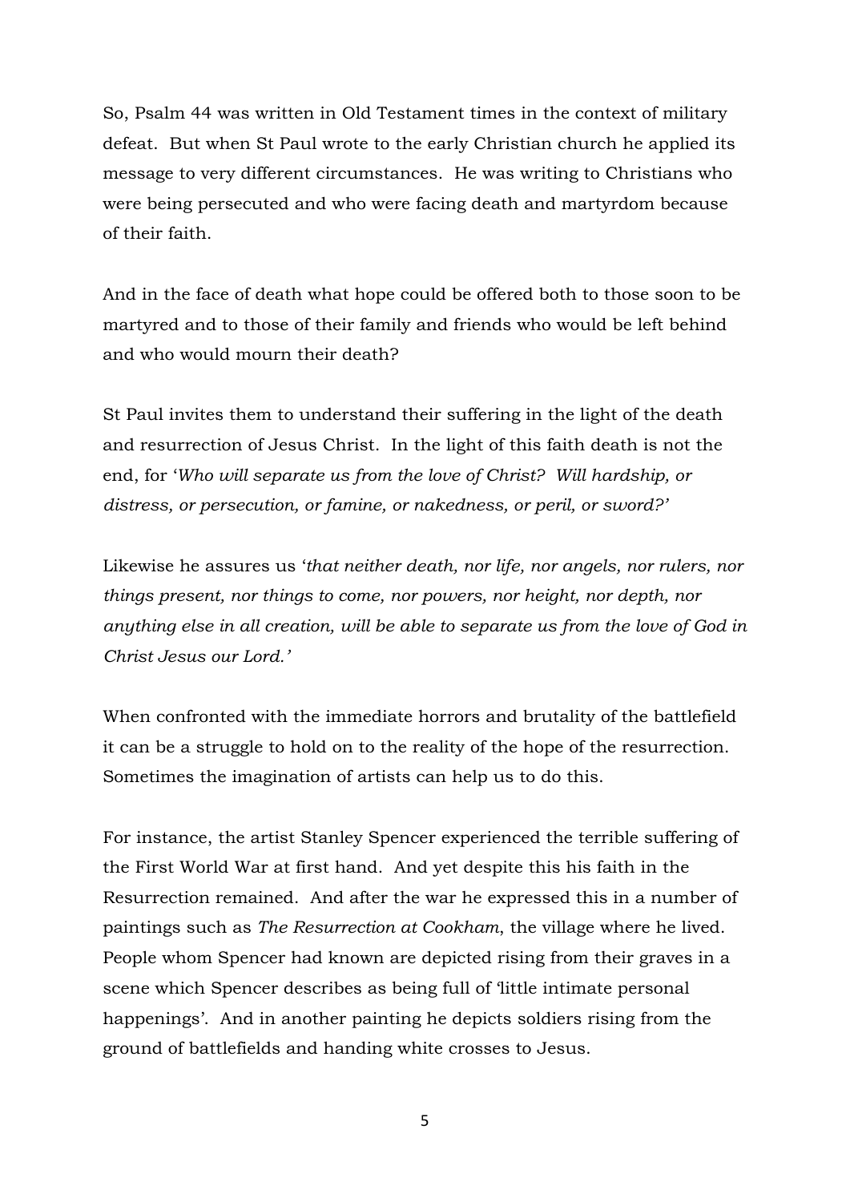So, Psalm 44 was written in Old Testament times in the context of military defeat. But when St Paul wrote to the early Christian church he applied its message to very different circumstances. He was writing to Christians who were being persecuted and who were facing death and martyrdom because of their faith.

And in the face of death what hope could be offered both to those soon to be martyred and to those of their family and friends who would be left behind and who would mourn their death?

St Paul invites them to understand their suffering in the light of the death and resurrection of Jesus Christ. In the light of this faith death is not the end, for '*Who will separate us from the love of Christ? Will hardship, or distress, or persecution, or famine, or nakedness, or peril, or sword?'*

Likewise he assures us '*that neither death, nor life, nor angels, nor rulers, nor things present, nor things to come, nor powers, nor height, nor depth, nor anything else in all creation, will be able to separate us from the love of God in Christ Jesus our Lord.'*

When confronted with the immediate horrors and brutality of the battlefield it can be a struggle to hold on to the reality of the hope of the resurrection. Sometimes the imagination of artists can help us to do this.

For instance, the artist Stanley Spencer experienced the terrible suffering of the First World War at first hand. And yet despite this his faith in the Resurrection remained. And after the war he expressed this in a number of paintings such as *The Resurrection at Cookham*, the village where he lived. People whom Spencer had known are depicted rising from their graves in a scene which Spencer describes as being full of 'little intimate personal happenings'. And in another painting he depicts soldiers rising from the ground of battlefields and handing white crosses to Jesus.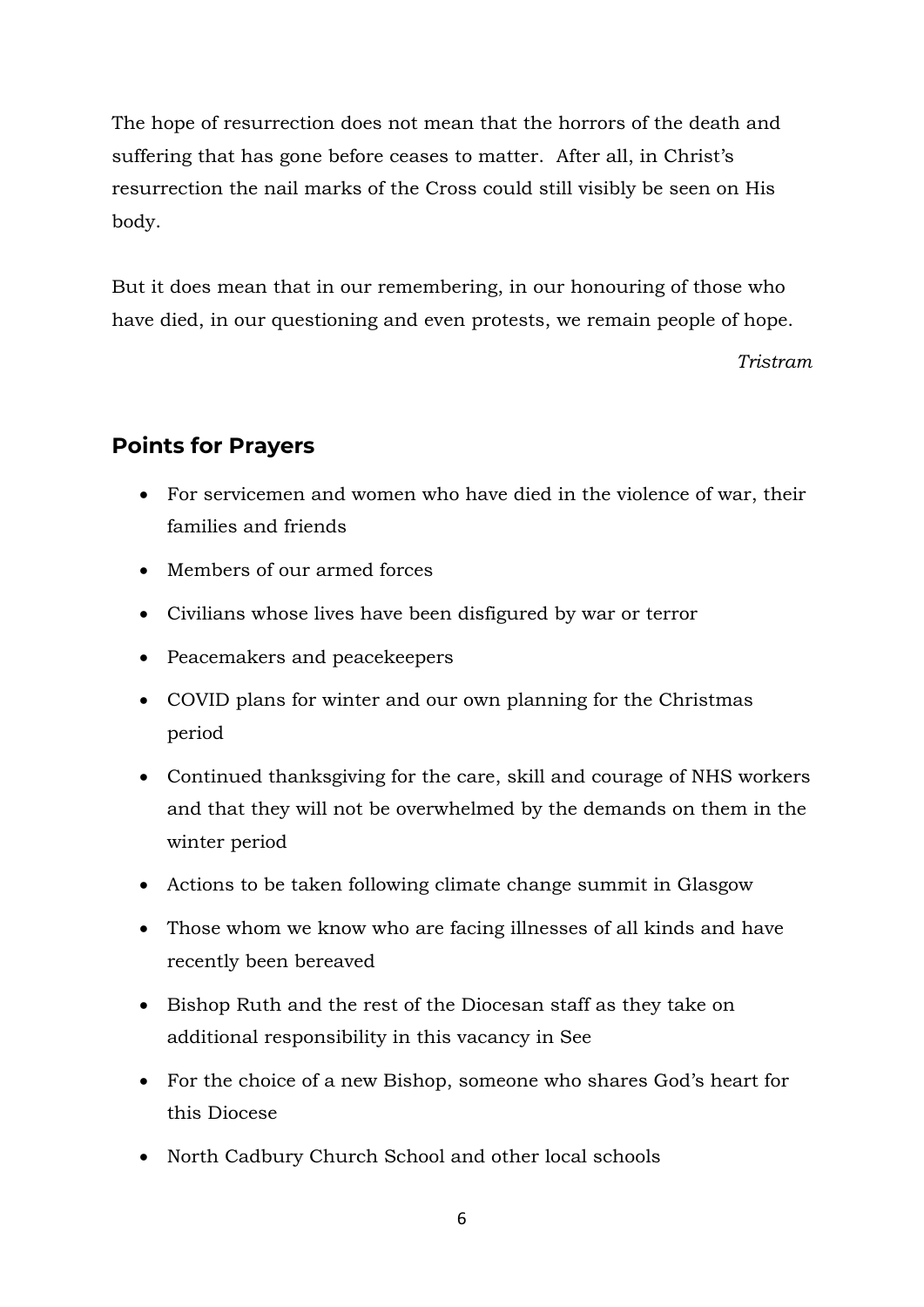The hope of resurrection does not mean that the horrors of the death and suffering that has gone before ceases to matter.  After all, in Christ's resurrection the nail marks of the Cross could still visibly be seen on His body.

But it does mean that in our remembering, in our honouring of those who have died, in our questioning and even protests, we remain people of hope.

*Tristram*

## Points for Prayers

- For servicemen and women who have died in the violence of war, their families and friends
- Members of our armed forces
- Civilians whose lives have been disfigured by war or terror
- Peacemakers and peacekeepers
- COVID plans for winter and our own planning for the Christmas period
- Continued thanksgiving for the care, skill and courage of NHS workers and that they will not be overwhelmed by the demands on them in the winter period
- Actions to be taken following climate change summit in Glasgow
- Those whom we know who are facing illnesses of all kinds and have recently been bereaved
- Bishop Ruth and the rest of the Diocesan staff as they take on additional responsibility in this vacancy in See
- For the choice of a new Bishop, someone who shares God's heart for this Diocese
- North Cadbury Church School and other local schools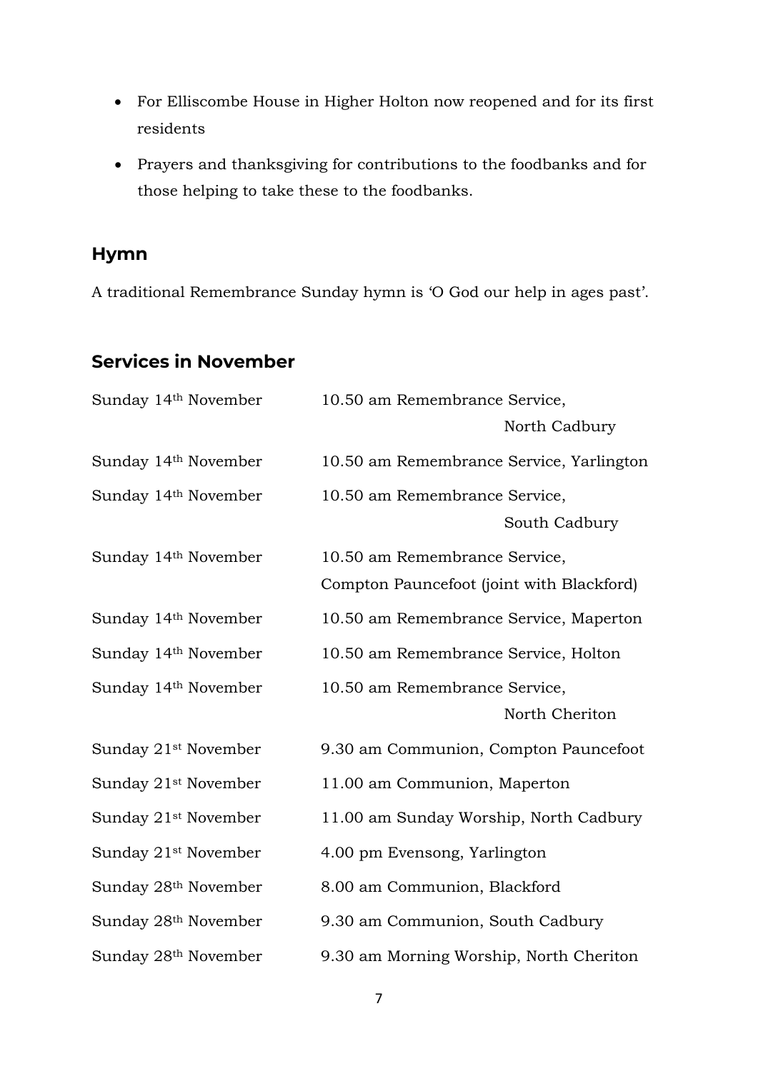- For Elliscombe House in Higher Holton now reopened and for its first residents
- Prayers and thanksgiving for contributions to the foodbanks and for those helping to take these to the foodbanks.

## Hymn

A traditional Remembrance Sunday hymn is 'O God our help in ages past'.

## Services in November

| | |
|---|---|
| Sunday 14th November | 10.50 am Remembrance Service, North Cadbury |
| Sunday 14th November | 10.50 am Remembrance Service, Yarlington |
| Sunday 14th November | 10.50 am Remembrance Service, South Cadbury |
| Sunday 14th November | 10.50 am Remembrance Service, Compton Pauncefoot (joint with Blackford) |
| Sunday 14th November | 10.50 am Remembrance Service, Maperton |
| Sunday 14th November | 10.50 am Remembrance Service, Holton |
| Sunday 14th November | 10.50 am Remembrance Service, North Cheriton |
| Sunday 21st November | 9.30 am Communion, Compton Pauncefoot |
| Sunday 21st November | 11.00 am Communion, Maperton |
| Sunday 21st November | 11.00 am Sunday Worship, North Cadbury |
| Sunday 21st November | 4.00 pm Evensong, Yarlington |
| Sunday 28th November | 8.00 am Communion, Blackford |
| Sunday 28th November | 9.30 am Communion, South Cadbury |
| Sunday 28th November | 9.30 am Morning Worship, North Cheriton |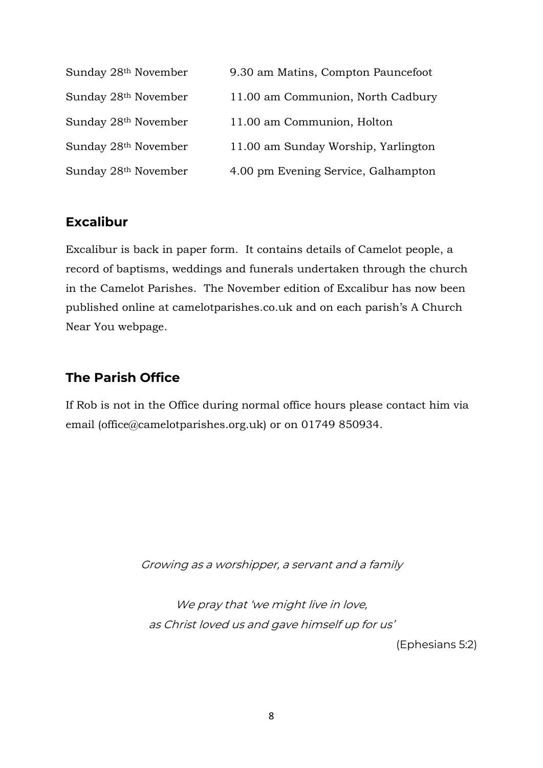| | |
|---|---|
| Sunday 28th November | 9.30 am Matins, Compton Pauncefoot |
| Sunday 28th November | 11.00 am Communion, North Cadbury |
| Sunday 28th November | 11.00 am Communion, Holton |
| Sunday 28th November | 11.00 am Sunday Worship, Yarlington |
| Sunday 28th November | 4.00 pm Evening Service, Galhampton |

## Excalibur

Excalibur is back in paper form. It contains details of Camelot people, a record of baptisms, weddings and funerals undertaken through the church in the Camelot Parishes. The November edition of Excalibur has now been published online at camelotparishes.co.uk and on each parish's A Church Near You webpage.

## The Parish Office

If Rob is not in the Office during normal office hours please contact him via email (office@camelotparishes.org.uk) or on 01749 850934.

*Growing as a worshipper, a servant and a family*

*We pray that 'we might live in love,*
*as Christ loved us and gave himself up for us'*

(Ephesians 5:2)